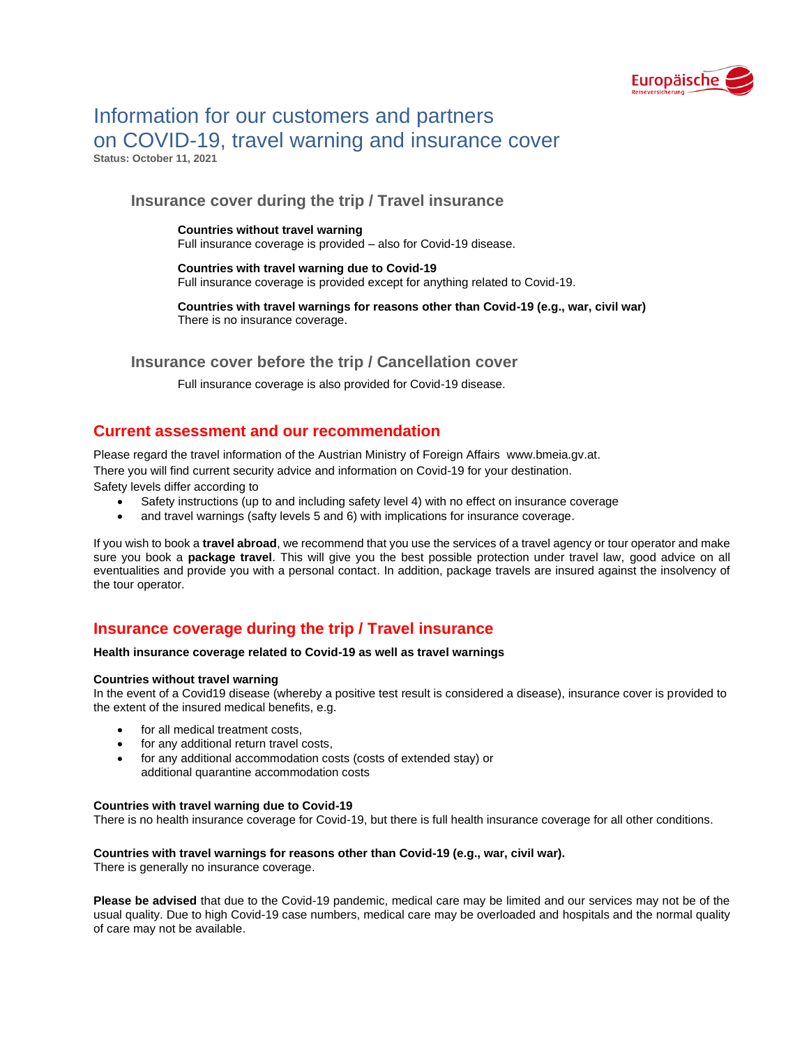# Information for our customers and partners on COVID-19, travel warning and insurance cover

**Status: October 11, 2021**

### Insurance cover during the trip / Travel insurance

**Countries without travel warning**
Full insurance coverage is provided – also for Covid-19 disease.

**Countries with travel warning due to Covid-19**
Full insurance coverage is provided except for anything related to Covid-19.

**Countries with travel warnings for reasons other than Covid-19 (e.g., war, civil war)**
There is no insurance coverage.

### Insurance cover before the trip / Cancellation cover

Full insurance coverage is also provided for Covid-19 disease.

## Current assessment and our recommendation

Please regard the travel information of the Austrian Ministry of Foreign Affairs www.bmeia.gv.at.
There you will find current security advice and information on Covid-19 for your destination.
Safety levels differ according to

- Safety instructions (up to and including safety level 4) with no effect on insurance coverage
- and travel warnings (safty levels 5 and 6) with implications for insurance coverage.

If you wish to book a **travel abroad**, we recommend that you use the services of a travel agency or tour operator and make sure you book a **package travel**. This will give you the best possible protection under travel law, good advice on all eventualities and provide you with a personal contact. In addition, package travels are insured against the insolvency of the tour operator.

## Insurance coverage during the trip / Travel insurance

**Health insurance coverage related to Covid-19 as well as travel warnings**

**Countries without travel warning**
In the event of a Covid19 disease (whereby a positive test result is considered a disease), insurance cover is provided to the extent of the insured medical benefits, e.g.

- for all medical treatment costs,
- for any additional return travel costs,
- for any additional accommodation costs (costs of extended stay) or additional quarantine accommodation costs

**Countries with travel warning due to Covid-19**
There is no health insurance coverage for Covid-19, but there is full health insurance coverage for all other conditions.

**Countries with travel warnings for reasons other than Covid-19 (e.g., war, civil war).**
There is generally no insurance coverage.

**Please be advised** that due to the Covid-19 pandemic, medical care may be limited and our services may not be of the usual quality. Due to high Covid-19 case numbers, medical care may be overloaded and hospitals and the normal quality of care may not be available.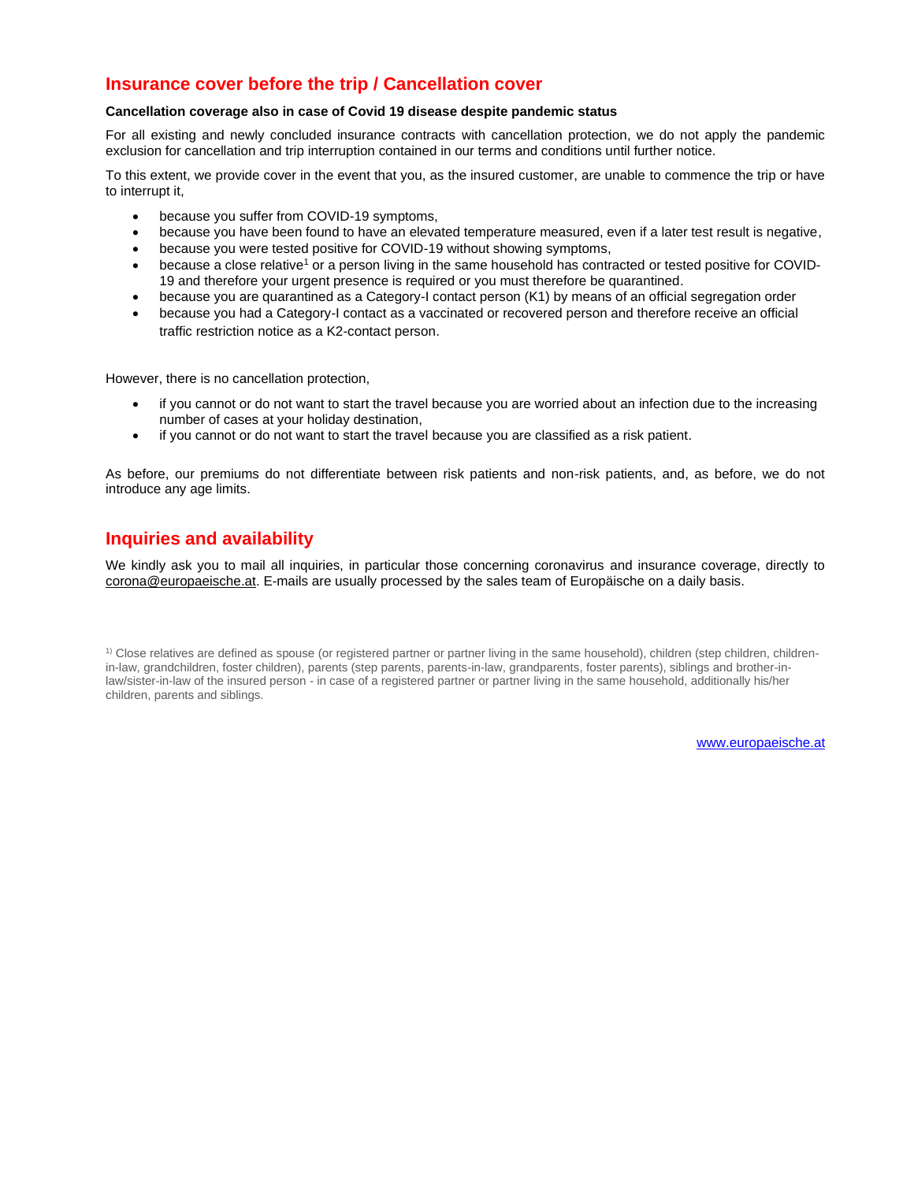## Insurance cover before the trip / Cancellation cover

**Cancellation coverage also in case of Covid 19 disease despite pandemic status**

For all existing and newly concluded insurance contracts with cancellation protection, we do not apply the pandemic exclusion for cancellation and trip interruption contained in our terms and conditions until further notice.

To this extent, we provide cover in the event that you, as the insured customer, are unable to commence the trip or have to interrupt it,

- because you suffer from COVID-19 symptoms,
- because you have been found to have an elevated temperature measured, even if a later test result is negative,
- because you were tested positive for COVID-19 without showing symptoms,
- because a close relative[1] or a person living in the same household has contracted or tested positive for COVID-19 and therefore your urgent presence is required or you must therefore be quarantined.
- because you are quarantined as a Category-I contact person (K1) by means of an official segregation order
- because you had a Category-I contact as a vaccinated or recovered person and therefore receive an official traffic restriction notice as a K2-contact person.

However, there is no cancellation protection,

- if you cannot or do not want to start the travel because you are worried about an infection due to the increasing number of cases at your holiday destination,
- if you cannot or do not want to start the travel because you are classified as a risk patient.

As before, our premiums do not differentiate between risk patients and non-risk patients, and, as before, we do not introduce any age limits.

## Inquiries and availability

We kindly ask you to mail all inquiries, in particular those concerning coronavirus and insurance coverage, directly to corona@europaeische.at. E-mails are usually processed by the sales team of Europäische on a daily basis.

[1] Close relatives are defined as spouse (or registered partner or partner living in the same household), children (step children, children-in-law, grandchildren, foster children), parents (step parents, parents-in-law, grandparents, foster parents), siblings and brother-in-law/sister-in-law of the insured person - in case of a registered partner or partner living in the same household, additionally his/her children, parents and siblings.

www.europaeische.at